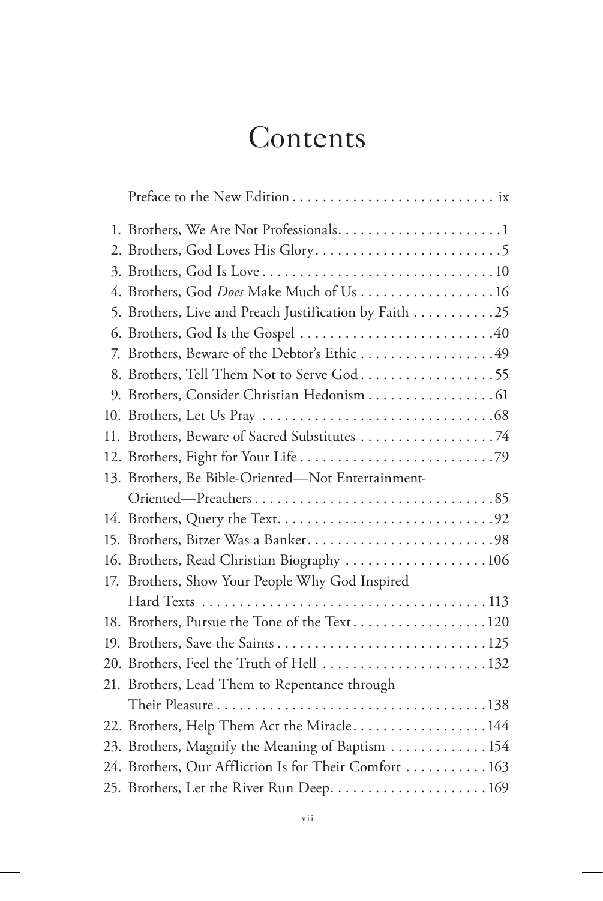# Contents

Preface to the New Edition . . . . . . . . . . . . . . . . . . . . . . . . . . . ix

1. Brothers, We Are Not Professionals. . . . . . . . . . . . . . . . . . . . . . 1
2. Brothers, God Loves His Glory. . . . . . . . . . . . . . . . . . . . . . . . . 5
3. Brothers, God Is Love . . . . . . . . . . . . . . . . . . . . . . . . . . . . . . 10
4. Brothers, God *Does* Make Much of Us . . . . . . . . . . . . . . . . . . 16
5. Brothers, Live and Preach Justification by Faith . . . . . . . . . . . 25
6. Brothers, God Is the Gospel . . . . . . . . . . . . . . . . . . . . . . . . . . 40
7. Brothers, Beware of the Debtor's Ethic . . . . . . . . . . . . . . . . . . 49
8. Brothers, Tell Them Not to Serve God . . . . . . . . . . . . . . . . . . 55
9. Brothers, Consider Christian Hedonism . . . . . . . . . . . . . . . . . 61
10. Brothers, Let Us Pray . . . . . . . . . . . . . . . . . . . . . . . . . . . . . . 68
11. Brothers, Beware of Sacred Substitutes . . . . . . . . . . . . . . . . . . 74
12. Brothers, Fight for Your Life . . . . . . . . . . . . . . . . . . . . . . . . . 79
13. Brothers, Be Bible-Oriented—Not Entertainment-Oriented—Preachers . . . . . . . . . . . . . . . . . . . . . . . . . . . . . . . 85
14. Brothers, Query the Text. . . . . . . . . . . . . . . . . . . . . . . . . . . . 92
15. Brothers, Bitzer Was a Banker. . . . . . . . . . . . . . . . . . . . . . . . . 98
16. Brothers, Read Christian Biography . . . . . . . . . . . . . . . . . . . 106
17. Brothers, Show Your People Why God Inspired Hard Texts . . . . . . . . . . . . . . . . . . . . . . . . . . . . . . . . . . . . . . 113
18. Brothers, Pursue the Tone of the Text. . . . . . . . . . . . . . . . . . 120
19. Brothers, Save the Saints . . . . . . . . . . . . . . . . . . . . . . . . . . . 125
20. Brothers, Feel the Truth of Hell . . . . . . . . . . . . . . . . . . . . . . 132
21. Brothers, Lead Them to Repentance through Their Pleasure . . . . . . . . . . . . . . . . . . . . . . . . . . . . . . . . . . . 138
22. Brothers, Help Them Act the Miracle. . . . . . . . . . . . . . . . . . 144
23. Brothers, Magnify the Meaning of Baptism . . . . . . . . . . . . . 154
24. Brothers, Our Affliction Is for Their Comfort . . . . . . . . . . . 163
25. Brothers, Let the River Run Deep. . . . . . . . . . . . . . . . . . . . . 169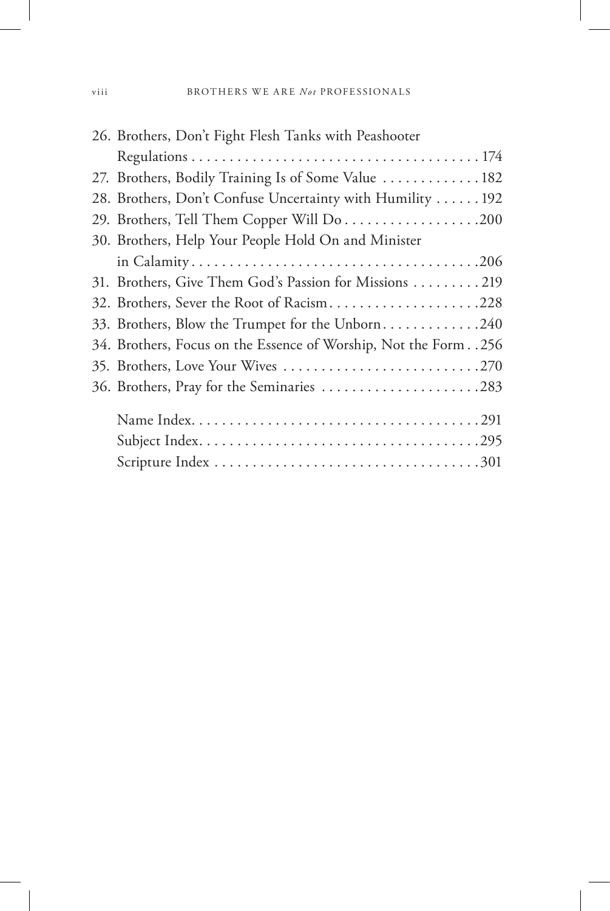26. Brothers, Don't Fight Flesh Tanks with Peashooter Regulations . . . . . . . . . . . . . . . . . . . . . . . . . . . . . . . . . . . . . 174
27. Brothers, Bodily Training Is of Some Value . . . . . . . . . . . . . 182
28. Brothers, Don't Confuse Uncertainty with Humility . . . . . . 192
29. Brothers, Tell Them Copper Will Do . . . . . . . . . . . . . . . . . . 200
30. Brothers, Help Your People Hold On and Minister in Calamity . . . . . . . . . . . . . . . . . . . . . . . . . . . . . . . . . . . . . 206
31. Brothers, Give Them God's Passion for Missions . . . . . . . . . 219
32. Brothers, Sever the Root of Racism . . . . . . . . . . . . . . . . . . . . 228
33. Brothers, Blow the Trumpet for the Unborn . . . . . . . . . . . . . 240
34. Brothers, Focus on the Essence of Worship, Not the Form . . 256
35. Brothers, Love Your Wives . . . . . . . . . . . . . . . . . . . . . . . . . . 270
36. Brothers, Pray for the Seminaries . . . . . . . . . . . . . . . . . . . . . 283

Name Index . . . . . . . . . . . . . . . . . . . . . . . . . . . . . . . . . . . . . 291
Subject Index . . . . . . . . . . . . . . . . . . . . . . . . . . . . . . . . . . . . 295
Scripture Index . . . . . . . . . . . . . . . . . . . . . . . . . . . . . . . . . . 301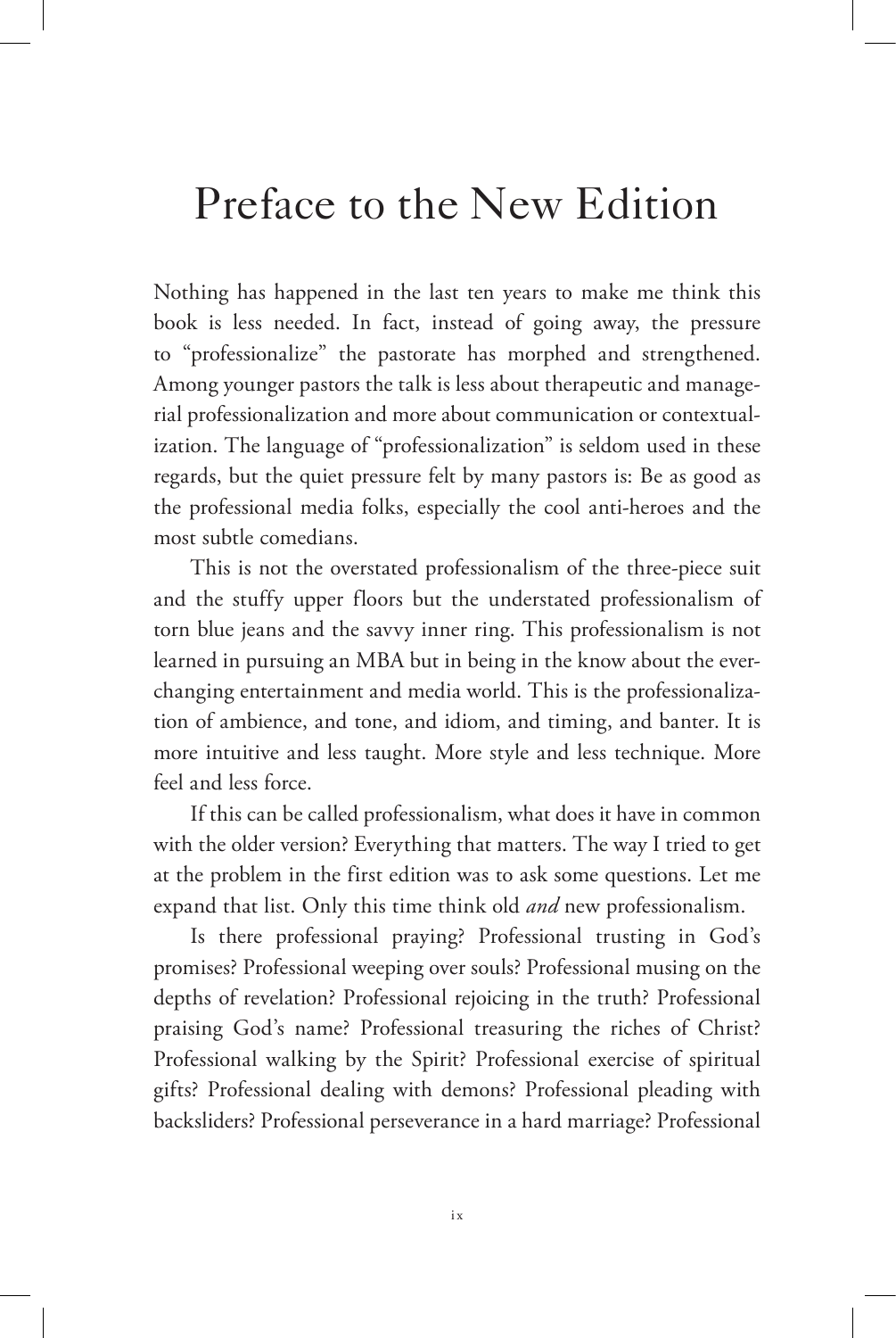# Preface to the New Edition

Nothing has happened in the last ten years to make me think this book is less needed. In fact, instead of going away, the pressure to "professionalize" the pastorate has morphed and strengthened. Among younger pastors the talk is less about therapeutic and managerial professionalization and more about communication or contextualization. The language of "professionalization" is seldom used in these regards, but the quiet pressure felt by many pastors is: Be as good as the professional media folks, especially the cool anti-heroes and the most subtle comedians.

This is not the overstated professionalism of the three-piece suit and the stuffy upper floors but the understated professionalism of torn blue jeans and the savvy inner ring. This professionalism is not learned in pursuing an MBA but in being in the know about the ever-changing entertainment and media world. This is the professionalization of ambience, and tone, and idiom, and timing, and banter. It is more intuitive and less taught. More style and less technique. More feel and less force.

If this can be called professionalism, what does it have in common with the older version? Everything that matters. The way I tried to get at the problem in the first edition was to ask some questions. Let me expand that list. Only this time think old *and* new professionalism.

Is there professional praying? Professional trusting in God's promises? Professional weeping over souls? Professional musing on the depths of revelation? Professional rejoicing in the truth? Professional praising God's name? Professional treasuring the riches of Christ? Professional walking by the Spirit? Professional exercise of spiritual gifts? Professional dealing with demons? Professional pleading with backsliders? Professional perseverance in a hard marriage? Professional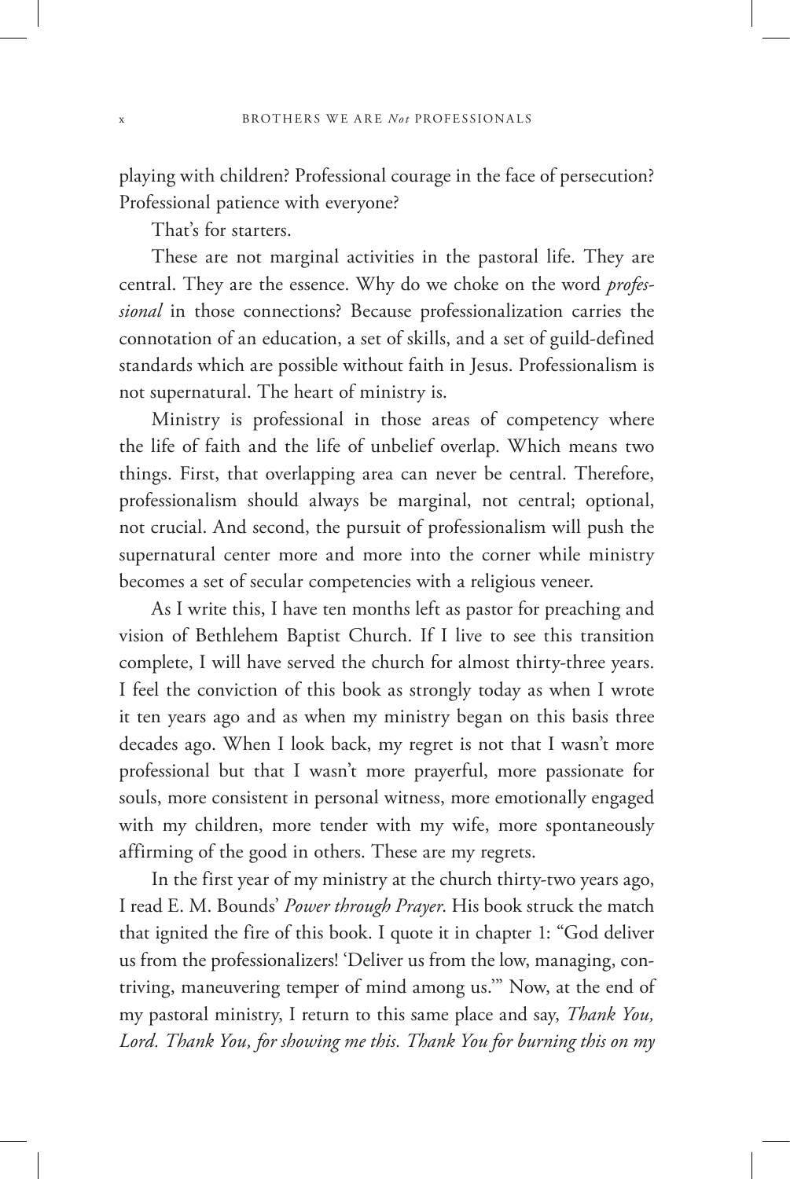playing with children? Professional courage in the face of persecution? Professional patience with everyone?

That's for starters.

These are not marginal activities in the pastoral life. They are central. They are the essence. Why do we choke on the word *professional* in those connections? Because professionalization carries the connotation of an education, a set of skills, and a set of guild-defined standards which are possible without faith in Jesus. Professionalism is not supernatural. The heart of ministry is.

Ministry is professional in those areas of competency where the life of faith and the life of unbelief overlap. Which means two things. First, that overlapping area can never be central. Therefore, professionalism should always be marginal, not central; optional, not crucial. And second, the pursuit of professionalism will push the supernatural center more and more into the corner while ministry becomes a set of secular competencies with a religious veneer.

As I write this, I have ten months left as pastor for preaching and vision of Bethlehem Baptist Church. If I live to see this transition complete, I will have served the church for almost thirty-three years. I feel the conviction of this book as strongly today as when I wrote it ten years ago and as when my ministry began on this basis three decades ago. When I look back, my regret is not that I wasn't more professional but that I wasn't more prayerful, more passionate for souls, more consistent in personal witness, more emotionally engaged with my children, more tender with my wife, more spontaneously affirming of the good in others. These are my regrets.

In the first year of my ministry at the church thirty-two years ago, I read E. M. Bounds' *Power through Prayer*. His book struck the match that ignited the fire of this book. I quote it in chapter 1: "God deliver us from the professionalizers! 'Deliver us from the low, managing, contriving, maneuvering temper of mind among us.'" Now, at the end of my pastoral ministry, I return to this same place and say, *Thank You, Lord. Thank You, for showing me this. Thank You for burning this on my*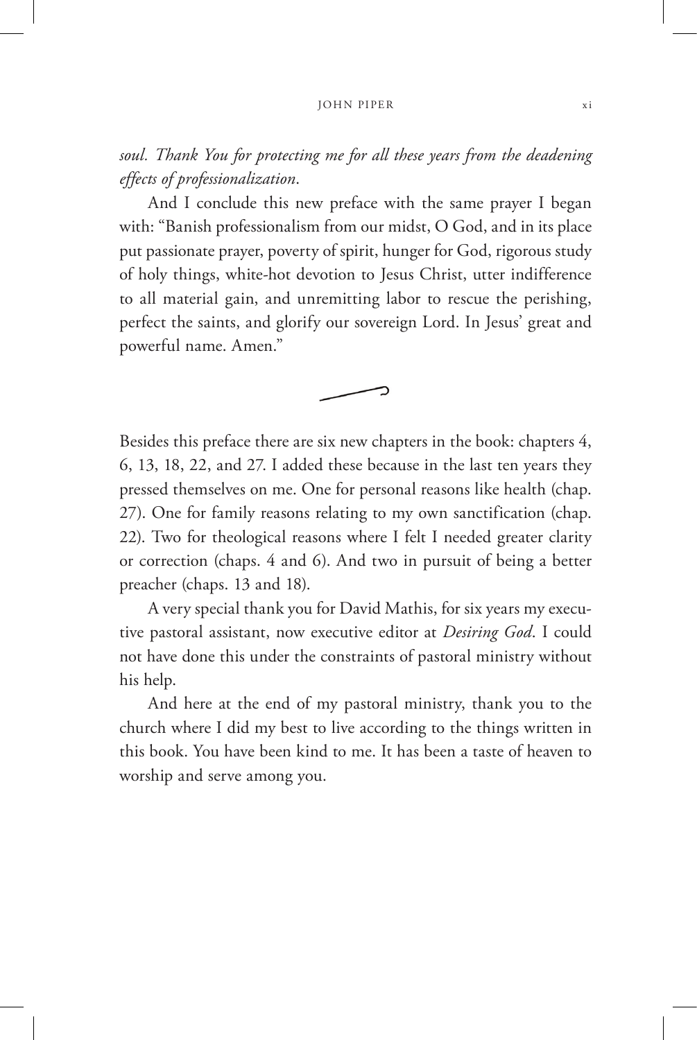*soul. Thank You for protecting me for all these years from the deadening effects of professionalization*.

And I conclude this new preface with the same prayer I began with: "Banish professionalism from our midst, O God, and in its place put passionate prayer, poverty of spirit, hunger for God, rigorous study of holy things, white-hot devotion to Jesus Christ, utter indifference to all material gain, and unremitting labor to rescue the perishing, perfect the saints, and glorify our sovereign Lord. In Jesus' great and powerful name. Amen."

---

Besides this preface there are six new chapters in the book: chapters 4, 6, 13, 18, 22, and 27. I added these because in the last ten years they pressed themselves on me. One for personal reasons like health (chap. 27). One for family reasons relating to my own sanctification (chap. 22). Two for theological reasons where I felt I needed greater clarity or correction (chaps. 4 and 6). And two in pursuit of being a better preacher (chaps. 13 and 18).

A very special thank you for David Mathis, for six years my executive pastoral assistant, now executive editor at *Desiring God*. I could not have done this under the constraints of pastoral ministry without his help.

And here at the end of my pastoral ministry, thank you to the church where I did my best to live according to the things written in this book. You have been kind to me. It has been a taste of heaven to worship and serve among you.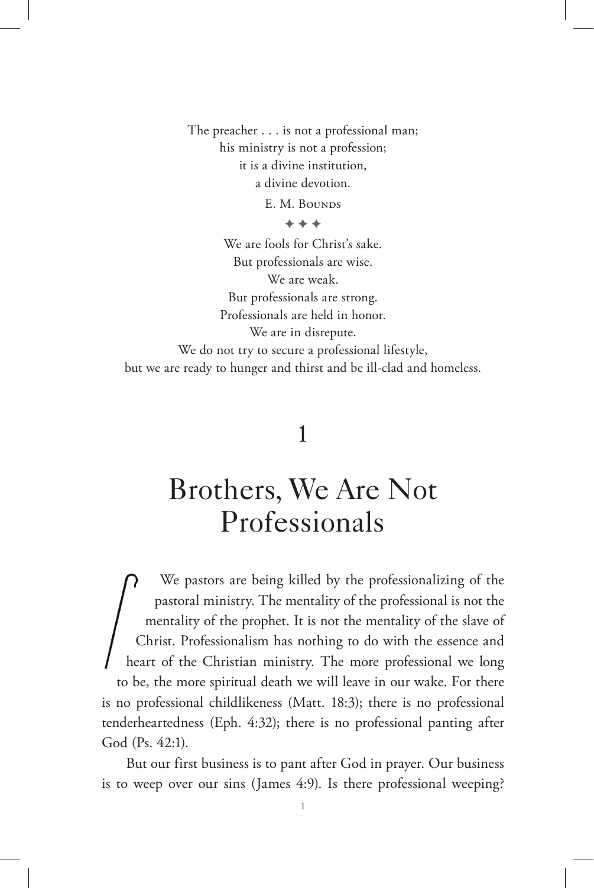The preacher . . . is not a professional man;
his ministry is not a profession;
it is a divine institution,
a divine devotion.

E. M. Bounds

✦ ✦ ✦

We are fools for Christ's sake.
But professionals are wise.
We are weak.
But professionals are strong.
Professionals are held in honor.
We are in disrepute.
We do not try to secure a professional lifestyle,
but we are ready to hunger and thirst and be ill-clad and homeless.

# 1

# Brothers, We Are Not Professionals

We pastors are being killed by the professionalizing of the pastoral ministry. The mentality of the professional is not the mentality of the prophet. It is not the mentality of the slave of Christ. Professionalism has nothing to do with the essence and heart of the Christian ministry. The more professional we long to be, the more spiritual death we will leave in our wake. For there is no professional childlikeness (Matt. 18:3); there is no professional tenderheartedness (Eph. 4:32); there is no professional panting after God (Ps. 42:1).

But our first business is to pant after God in prayer. Our business is to weep over our sins (James 4:9). Is there professional weeping?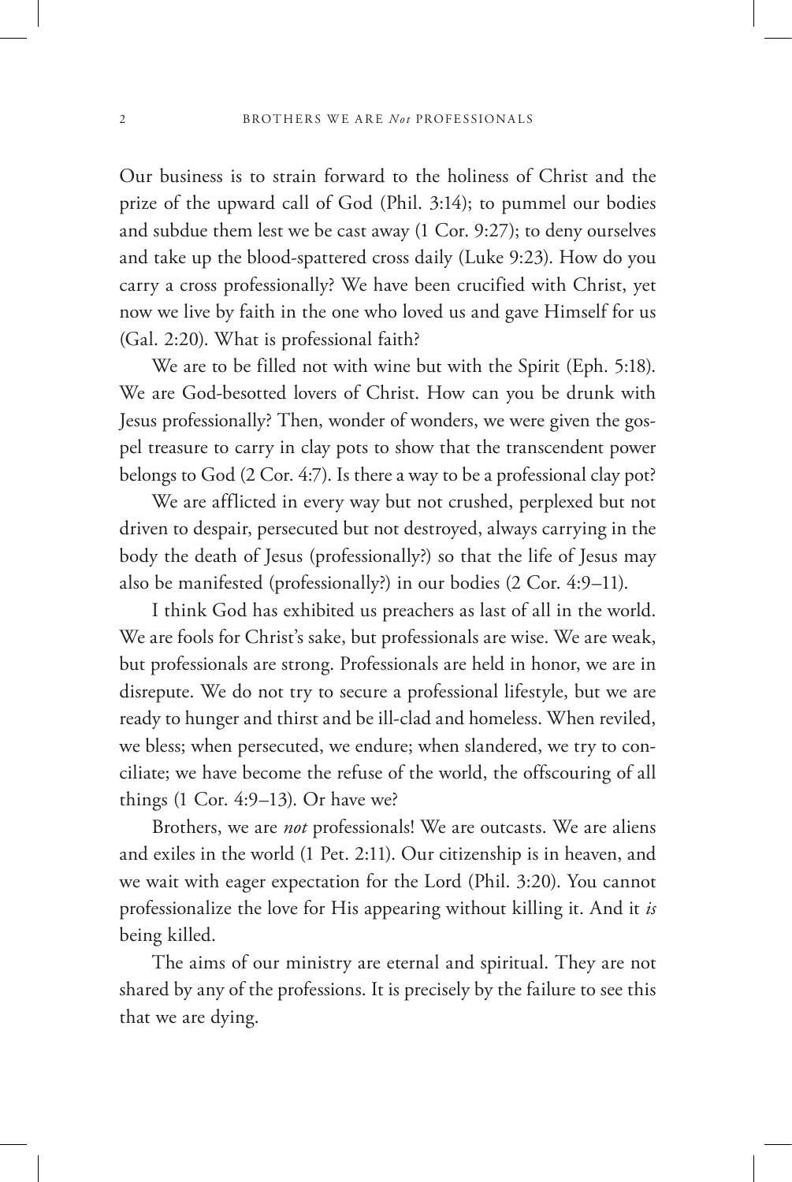Our business is to strain forward to the holiness of Christ and the prize of the upward call of God (Phil. 3:14); to pummel our bodies and subdue them lest we be cast away (1 Cor. 9:27); to deny ourselves and take up the blood-spattered cross daily (Luke 9:23). How do you carry a cross professionally? We have been crucified with Christ, yet now we live by faith in the one who loved us and gave Himself for us (Gal. 2:20). What is professional faith?

We are to be filled not with wine but with the Spirit (Eph. 5:18). We are God-besotted lovers of Christ. How can you be drunk with Jesus professionally? Then, wonder of wonders, we were given the gospel treasure to carry in clay pots to show that the transcendent power belongs to God (2 Cor. 4:7). Is there a way to be a professional clay pot?

We are afflicted in every way but not crushed, perplexed but not driven to despair, persecuted but not destroyed, always carrying in the body the death of Jesus (professionally?) so that the life of Jesus may also be manifested (professionally?) in our bodies (2 Cor. 4:9–11).

I think God has exhibited us preachers as last of all in the world. We are fools for Christ's sake, but professionals are wise. We are weak, but professionals are strong. Professionals are held in honor, we are in disrepute. We do not try to secure a professional lifestyle, but we are ready to hunger and thirst and be ill-clad and homeless. When reviled, we bless; when persecuted, we endure; when slandered, we try to conciliate; we have become the refuse of the world, the offscouring of all things (1 Cor. 4:9–13). Or have we?

Brothers, we are *not* professionals! We are outcasts. We are aliens and exiles in the world (1 Pet. 2:11). Our citizenship is in heaven, and we wait with eager expectation for the Lord (Phil. 3:20). You cannot professionalize the love for His appearing without killing it. And it *is* being killed.

The aims of our ministry are eternal and spiritual. They are not shared by any of the professions. It is precisely by the failure to see this that we are dying.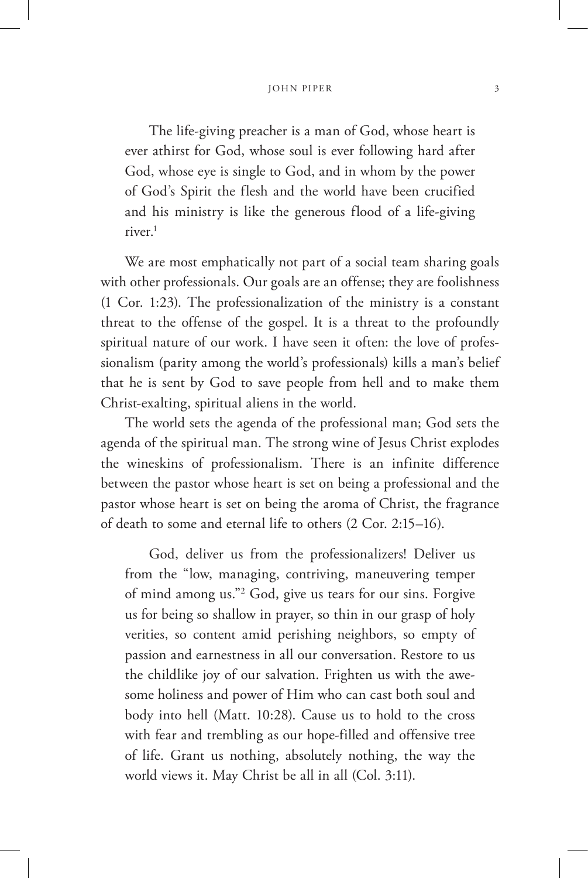> The life-giving preacher is a man of God, whose heart is ever athirst for God, whose soul is ever following hard after God, whose eye is single to God, and in whom by the power of God's Spirit the flesh and the world have been crucified and his ministry is like the generous flood of a life-giving river.[1]

We are most emphatically not part of a social team sharing goals with other professionals. Our goals are an offense; they are foolishness (1 Cor. 1:23). The professionalization of the ministry is a constant threat to the offense of the gospel. It is a threat to the profoundly spiritual nature of our work. I have seen it often: the love of professionalism (parity among the world's professionals) kills a man's belief that he is sent by God to save people from hell and to make them Christ-exalting, spiritual aliens in the world.

The world sets the agenda of the professional man; God sets the agenda of the spiritual man. The strong wine of Jesus Christ explodes the wineskins of professionalism. There is an infinite difference between the pastor whose heart is set on being a professional and the pastor whose heart is set on being the aroma of Christ, the fragrance of death to some and eternal life to others (2 Cor. 2:15–16).

> God, deliver us from the professionalizers! Deliver us from the "low, managing, contriving, maneuvering temper of mind among us."[2] God, give us tears for our sins. Forgive us for being so shallow in prayer, so thin in our grasp of holy verities, so content amid perishing neighbors, so empty of passion and earnestness in all our conversation. Restore to us the childlike joy of our salvation. Frighten us with the awesome holiness and power of Him who can cast both soul and body into hell (Matt. 10:28). Cause us to hold to the cross with fear and trembling as our hope-filled and offensive tree of life. Grant us nothing, absolutely nothing, the way the world views it. May Christ be all in all (Col. 3:11).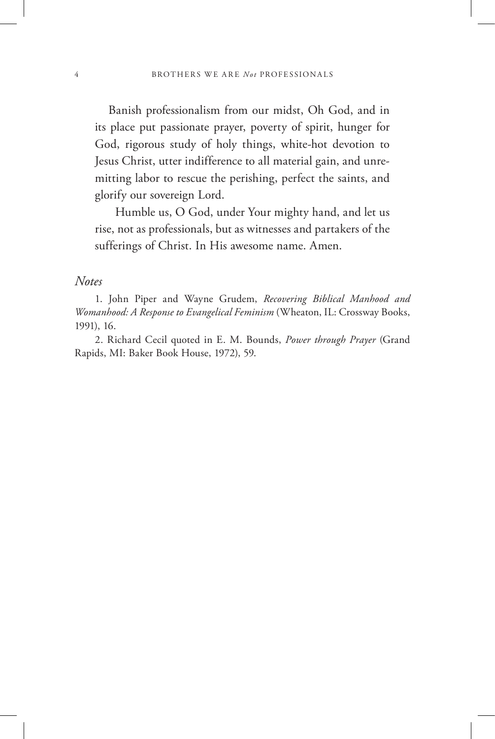Banish professionalism from our midst, Oh God, and in its place put passionate prayer, poverty of spirit, hunger for God, rigorous study of holy things, white-hot devotion to Jesus Christ, utter indifference to all material gain, and unremitting labor to rescue the perishing, perfect the saints, and glorify our sovereign Lord.

Humble us, O God, under Your mighty hand, and let us rise, not as professionals, but as witnesses and partakers of the sufferings of Christ. In His awesome name. Amen.

*Notes*

1. John Piper and Wayne Grudem, *Recovering Biblical Manhood and Womanhood: A Response to Evangelical Feminism* (Wheaton, IL: Crossway Books, 1991), 16.

2. Richard Cecil quoted in E. M. Bounds, *Power through Prayer* (Grand Rapids, MI: Baker Book House, 1972), 59.